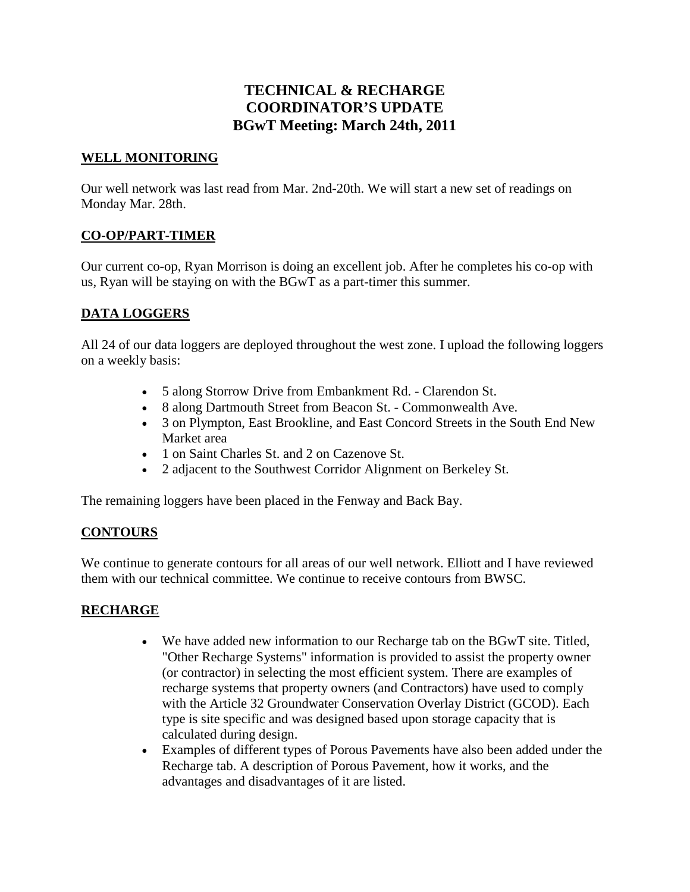# TECHNICAL & RECHARGE COORDINATOR'S UPDATE
# BGwT Meeting: March 24th, 2011

## WELL MONITORING

Our well network was last read from Mar. 2nd-20th. We will start a new set of readings on Monday Mar. 28th.

## CO-OP/PART-TIMER

Our current co-op, Ryan Morrison is doing an excellent job. After he completes his co-op with us, Ryan will be staying on with the BGwT as a part-timer this summer.

## DATA LOGGERS

All 24 of our data loggers are deployed throughout the west zone. I upload the following loggers on a weekly basis:

- 5 along Storrow Drive from Embankment Rd. - Clarendon St.
- 8 along Dartmouth Street from Beacon St. - Commonwealth Ave.
- 3 on Plympton, East Brookline, and East Concord Streets in the South End New Market area
- 1 on Saint Charles St. and 2 on Cazenove St.
- 2 adjacent to the Southwest Corridor Alignment on Berkeley St.

The remaining loggers have been placed in the Fenway and Back Bay.

## CONTOURS

We continue to generate contours for all areas of our well network. Elliott and I have reviewed them with our technical committee. We continue to receive contours from BWSC.

## RECHARGE

- We have added new information to our Recharge tab on the BGwT site. Titled, "Other Recharge Systems" information is provided to assist the property owner (or contractor) in selecting the most efficient system. There are examples of recharge systems that property owners (and Contractors) have used to comply with the Article 32 Groundwater Conservation Overlay District (GCOD). Each type is site specific and was designed based upon storage capacity that is calculated during design.
- Examples of different types of Porous Pavements have also been added under the Recharge tab. A description of Porous Pavement, how it works, and the advantages and disadvantages of it are listed.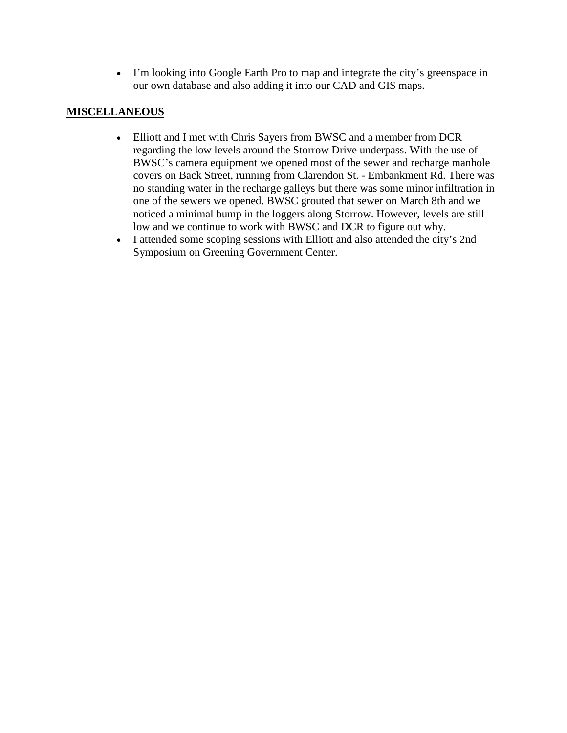- I'm looking into Google Earth Pro to map and integrate the city's greenspace in our own database and also adding it into our CAD and GIS maps.

**MISCELLANEOUS**

- Elliott and I met with Chris Sayers from BWSC and a member from DCR regarding the low levels around the Storrow Drive underpass. With the use of BWSC's camera equipment we opened most of the sewer and recharge manhole covers on Back Street, running from Clarendon St. - Embankment Rd. There was no standing water in the recharge galleys but there was some minor infiltration in one of the sewers we opened. BWSC grouted that sewer on March 8th and we noticed a minimal bump in the loggers along Storrow. However, levels are still low and we continue to work with BWSC and DCR to figure out why.
- I attended some scoping sessions with Elliott and also attended the city's 2nd Symposium on Greening Government Center.